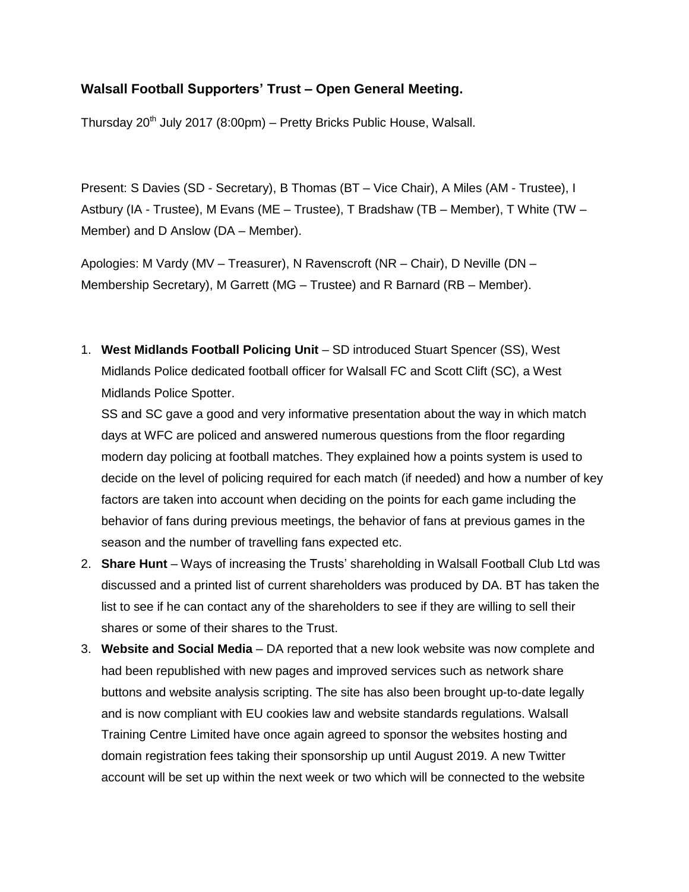**Walsall Football Supporters' Trust – Open General Meeting.**

Thursday 20th July 2017 (8:00pm) – Pretty Bricks Public House, Walsall.

Present: S Davies (SD - Secretary), B Thomas (BT – Vice Chair), A Miles (AM - Trustee), I Astbury (IA - Trustee), M Evans (ME – Trustee), T Bradshaw (TB – Member), T White (TW – Member) and D Anslow (DA – Member).

Apologies: M Vardy (MV – Treasurer), N Ravenscroft (NR – Chair), D Neville (DN – Membership Secretary), M Garrett (MG – Trustee) and R Barnard (RB – Member).

1. **West Midlands Football Policing Unit** – SD introduced Stuart Spencer (SS), West Midlands Police dedicated football officer for Walsall FC and Scott Clift (SC), a West Midlands Police Spotter.
   SS and SC gave a good and very informative presentation about the way in which match days at WFC are policed and answered numerous questions from the floor regarding modern day policing at football matches. They explained how a points system is used to decide on the level of policing required for each match (if needed) and how a number of key factors are taken into account when deciding on the points for each game including the behavior of fans during previous meetings, the behavior of fans at previous games in the season and the number of travelling fans expected etc.
2. **Share Hunt** – Ways of increasing the Trusts' shareholding in Walsall Football Club Ltd was discussed and a printed list of current shareholders was produced by DA. BT has taken the list to see if he can contact any of the shareholders to see if they are willing to sell their shares or some of their shares to the Trust.
3. **Website and Social Media** – DA reported that a new look website was now complete and had been republished with new pages and improved services such as network share buttons and website analysis scripting. The site has also been brought up-to-date legally and is now compliant with EU cookies law and website standards regulations. Walsall Training Centre Limited have once again agreed to sponsor the websites hosting and domain registration fees taking their sponsorship up until August 2019. A new Twitter account will be set up within the next week or two which will be connected to the website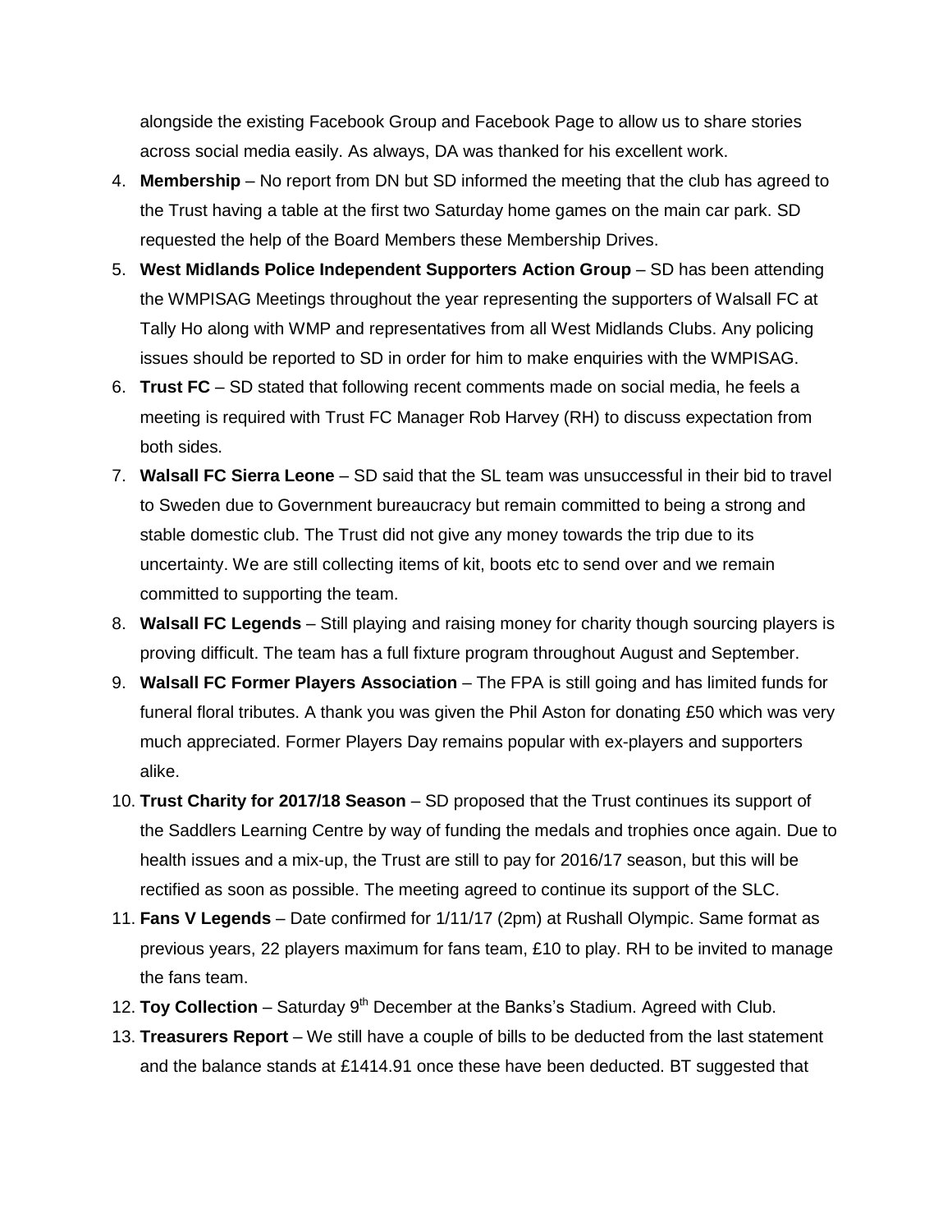alongside the existing Facebook Group and Facebook Page to allow us to share stories across social media easily. As always, DA was thanked for his excellent work.

4. **Membership** – No report from DN but SD informed the meeting that the club has agreed to the Trust having a table at the first two Saturday home games on the main car park. SD requested the help of the Board Members these Membership Drives.
5. **West Midlands Police Independent Supporters Action Group** – SD has been attending the WMPISAG Meetings throughout the year representing the supporters of Walsall FC at Tally Ho along with WMP and representatives from all West Midlands Clubs. Any policing issues should be reported to SD in order for him to make enquiries with the WMPISAG.
6. **Trust FC** – SD stated that following recent comments made on social media, he feels a meeting is required with Trust FC Manager Rob Harvey (RH) to discuss expectation from both sides.
7. **Walsall FC Sierra Leone** – SD said that the SL team was unsuccessful in their bid to travel to Sweden due to Government bureaucracy but remain committed to being a strong and stable domestic club. The Trust did not give any money towards the trip due to its uncertainty. We are still collecting items of kit, boots etc to send over and we remain committed to supporting the team.
8. **Walsall FC Legends** – Still playing and raising money for charity though sourcing players is proving difficult. The team has a full fixture program throughout August and September.
9. **Walsall FC Former Players Association** – The FPA is still going and has limited funds for funeral floral tributes. A thank you was given the Phil Aston for donating £50 which was very much appreciated. Former Players Day remains popular with ex-players and supporters alike.
10. **Trust Charity for 2017/18 Season** – SD proposed that the Trust continues its support of the Saddlers Learning Centre by way of funding the medals and trophies once again. Due to health issues and a mix-up, the Trust are still to pay for 2016/17 season, but this will be rectified as soon as possible. The meeting agreed to continue its support of the SLC.
11. **Fans V Legends** – Date confirmed for 1/11/17 (2pm) at Rushall Olympic. Same format as previous years, 22 players maximum for fans team, £10 to play. RH to be invited to manage the fans team.
12. **Toy Collection** – Saturday 9th December at the Banks's Stadium. Agreed with Club.
13. **Treasurers Report** – We still have a couple of bills to be deducted from the last statement and the balance stands at £1414.91 once these have been deducted. BT suggested that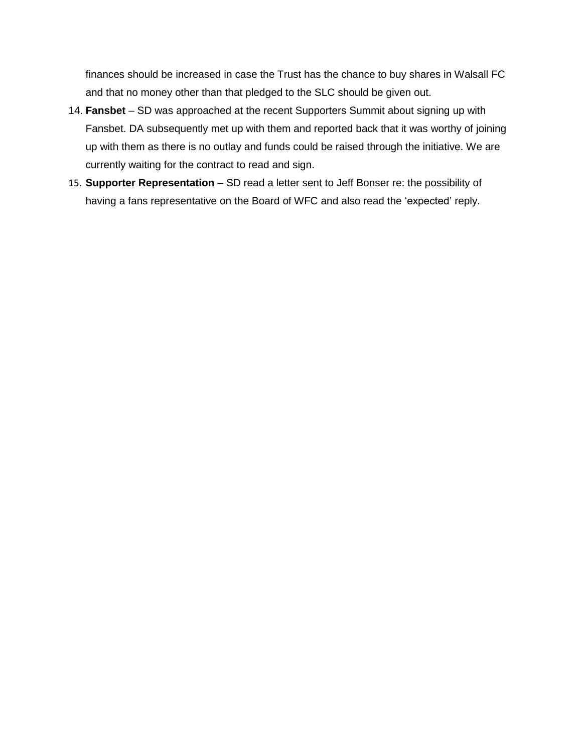finances should be increased in case the Trust has the chance to buy shares in Walsall FC and that no money other than that pledged to the SLC should be given out.

14. **Fansbet** – SD was approached at the recent Supporters Summit about signing up with Fansbet. DA subsequently met up with them and reported back that it was worthy of joining up with them as there is no outlay and funds could be raised through the initiative. We are currently waiting for the contract to read and sign.
15. **Supporter Representation** – SD read a letter sent to Jeff Bonser re: the possibility of having a fans representative on the Board of WFC and also read the 'expected' reply.